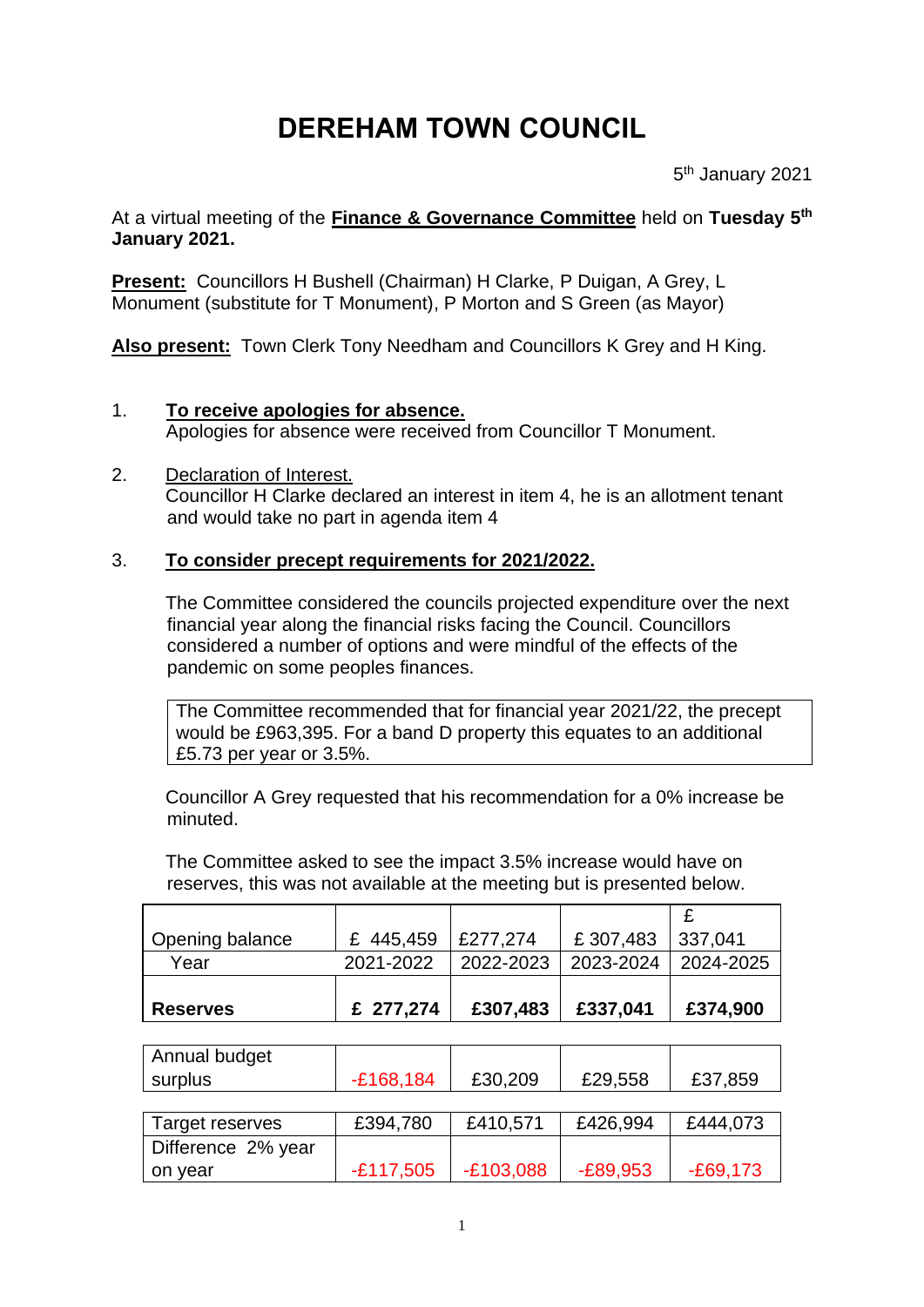# DEREHAM TOWN COUNCIL

5th January 2021

At a virtual meeting of the **Finance & Governance Committee** held on **Tuesday 5th January 2021.**

**Present:** Councillors H Bushell (Chairman) H Clarke, P Duigan, A Grey, L Monument (substitute for T Monument), P Morton and S Green (as Mayor)

**Also present:** Town Clerk Tony Needham and Councillors K Grey and H King.

1. **To receive apologies for absence.**
   Apologies for absence were received from Councillor T Monument.

2. Declaration of Interest.
   Councillor H Clarke declared an interest in item 4, he is an allotment tenant and would take no part in agenda item 4

3. **To consider precept requirements for 2021/2022.**

   The Committee considered the councils projected expenditure over the next financial year along the financial risks facing the Council. Councillors considered a number of options and were mindful of the effects of the pandemic on some peoples finances.

   The Committee recommended that for financial year 2021/22, the precept would be £963,395. For a band D property this equates to an additional £5.73 per year or 3.5%.

   Councillor A Grey requested that his recommendation for a 0% increase be minuted.

   The Committee asked to see the impact 3.5% increase would have on reserves, this was not available at the meeting but is presented below.

| Opening balance | £ 445,459 | £277,274 | £ 307,483 | £ 337,041 |
|---|---|---|---|---|
| Year | 2021-2022 | 2022-2023 | 2023-2024 | 2024-2025 |
| **Reserves** | **£ 277,274** | **£307,483** | **£337,041** | **£374,900** |

| Annual budget surplus | -£168,184 | £30,209 | £29,558 | £37,859 |
|---|---|---|---|---|

| Target reserves | £394,780 | £410,571 | £426,994 | £444,073 |
|---|---|---|---|---|
| Difference 2% year on year | -£117,505 | -£103,088 | -£89,953 | -£69,173 |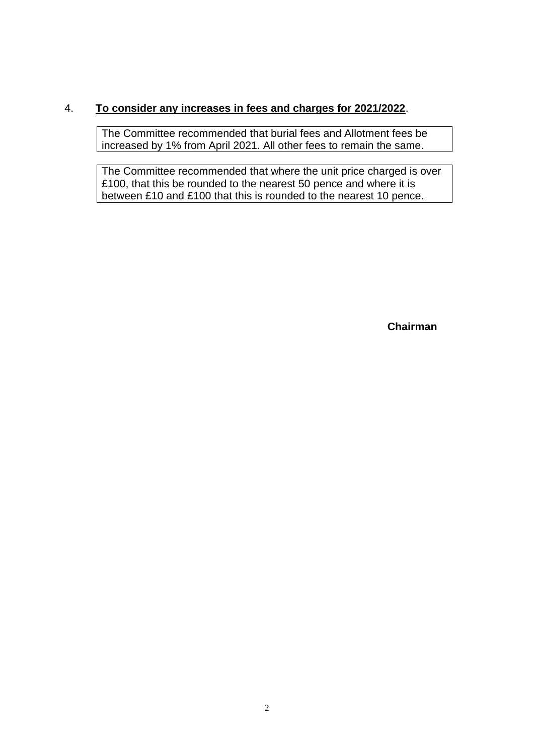4. **To consider any increases in fees and charges for 2021/2022**.

The Committee recommended that burial fees and Allotment fees be increased by 1% from April 2021. All other fees to remain the same.

The Committee recommended that where the unit price charged is over £100, that this be rounded to the nearest 50 pence and where it is between £10 and £100 that this is rounded to the nearest 10 pence.

**Chairman**